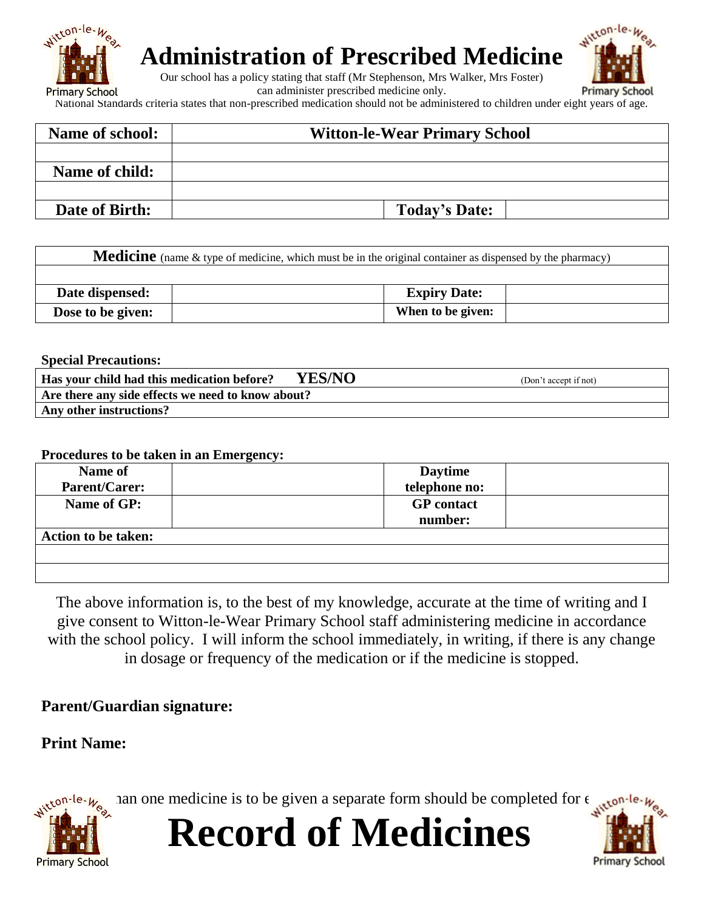# Administration of Prescribed Medicine

Our school has a policy stating that staff (Mr Stephenson, Mrs Walker, Mrs Foster) can administer prescribed medicine only.

National Standards criteria states that non-prescribed medication should not be administered to children under eight years of age.

| **Name of school:** | **Witton-le-Wear Primary School** | | |
|---|---|---|---|
| | | | |
| **Name of child:** | | | |
| | | | |
| **Date of Birth:** | | **Today's Date:** | |

| **Medicine** (name & type of medicine, which must be in the original container as dispensed by the pharmacy) | | | |
|---|---|---|---|
| | | | |
| **Date dispensed:** | | **Expiry Date:** | |
| **Dose to be given:** | | **When to be given:** | |

**Special Precautions:**

| **Has your child had this medication before? YES/NO** (Don't accept if not) |
|---|
| **Are there any side effects we need to know about?** |
| **Any other instructions?** |

**Procedures to be taken in an Emergency:**

| **Name of Parent/Carer:** | | **Daytime telephone no:** | |
|---|---|---|---|
| **Name of GP:** | | **GP contact number:** | |
| **Action to be taken:** | | | |
| | | | |
| | | | |

The above information is, to the best of my knowledge, accurate at the time of writing and I give consent to Witton-le-Wear Primary School staff administering medicine in accordance with the school policy. I will inform the school immediately, in writing, if there is any change in dosage or frequency of the medication or if the medicine is stopped.

**Parent/Guardian signature:**

**Print Name:**

ıan one medicine is to be given a separate form should be completed for e

# Record of Medicines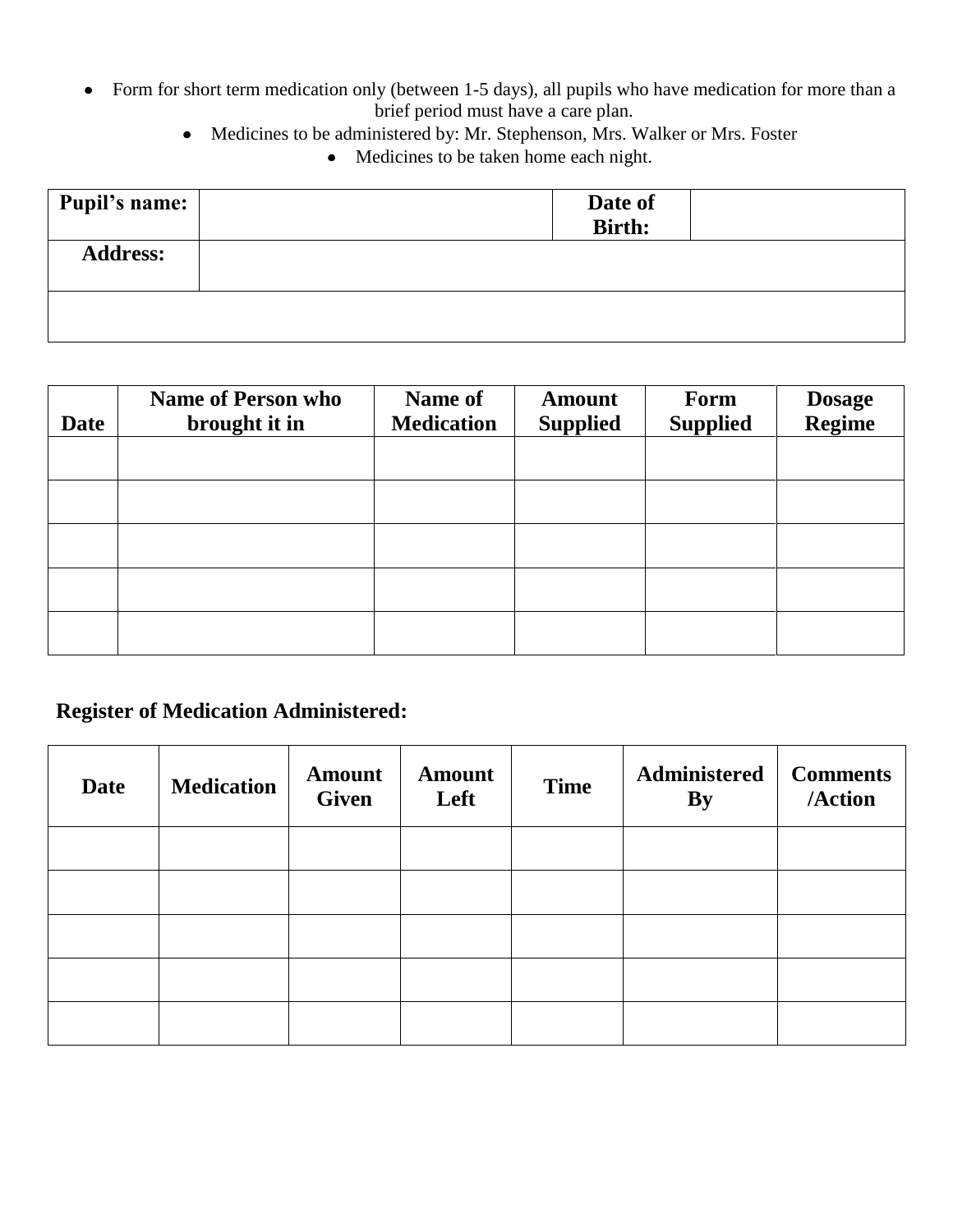- Form for short term medication only (between 1-5 days), all pupils who have medication for more than a brief period must have a care plan.
- Medicines to be administered by: Mr. Stephenson, Mrs. Walker or Mrs. Foster
- Medicines to be taken home each night.

| **Pupil's name:** | | **Date of Birth:** | |
|---|---|---|---|
| **Address:** | | | |
| | | | |

| Date | Name of Person who brought it in | Name of Medication | Amount Supplied | Form Supplied | Dosage Regime |
|---|---|---|---|---|---|
| | | | | | |
| | | | | | |
| | | | | | |
| | | | | | |
| | | | | | |

**Register of Medication Administered:**

| Date | Medication | Amount Given | Amount Left | Time | Administered By | Comments /Action |
|---|---|---|---|---|---|---|
| | | | | | | |
| | | | | | | |
| | | | | | | |
| | | | | | | |
| | | | | | | |